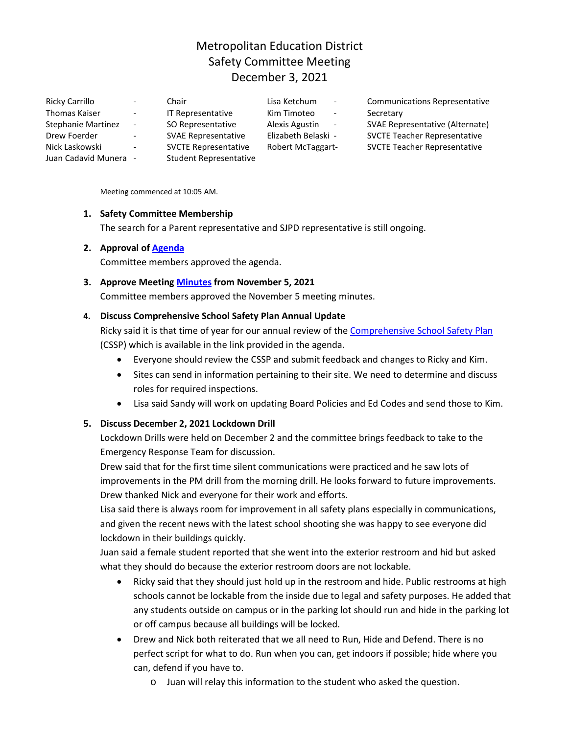# Metropolitan Education District
## Safety Committee Meeting
## December 3, 2021

| | | | | | |
|---|---|---|---|---|---|
| Ricky Carrillo | - | Chair | Lisa Ketchum | - | Communications Representative |
| Thomas Kaiser | - | IT Representative | Kim Timoteo | - | Secretary |
| Stephanie Martinez | - | SO Representative | Alexis Agustin | - | SVAE Representative (Alternate) |
| Drew Foerder | - | SVAE Representative | Elizabeth Belaski | - | SVCTE Teacher Representative |
| Nick Laskowski | - | SVCTE Representative | Robert McTaggart | - | SVCTE Teacher Representative |
| Juan Cadavid Munera | - | Student Representative | | | |

Meeting commenced at 10:05 AM.

1. **Safety Committee Membership**
   The search for a Parent representative and SJPD representative is still ongoing.

2. **Approval of Agenda**
   Committee members approved the agenda.

3. **Approve Meeting Minutes from November 5, 2021**
   Committee members approved the November 5 meeting minutes.

4. **Discuss Comprehensive School Safety Plan Annual Update**
   Ricky said it is that time of year for our annual review of the Comprehensive School Safety Plan (CSSP) which is available in the link provided in the agenda.
   - Everyone should review the CSSP and submit feedback and changes to Ricky and Kim.
   - Sites can send in information pertaining to their site. We need to determine and discuss roles for required inspections.
   - Lisa said Sandy will work on updating Board Policies and Ed Codes and send those to Kim.

5. **Discuss December 2, 2021 Lockdown Drill**
   Lockdown Drills were held on December 2 and the committee brings feedback to take to the Emergency Response Team for discussion.
   Drew said that for the first time silent communications were practiced and he saw lots of improvements in the PM drill from the morning drill. He looks forward to future improvements. Drew thanked Nick and everyone for their work and efforts.
   Lisa said there is always room for improvement in all safety plans especially in communications, and given the recent news with the latest school shooting she was happy to see everyone did lockdown in their buildings quickly.
   Juan said a female student reported that she went into the exterior restroom and hid but asked what they should do because the exterior restroom doors are not lockable.
   - Ricky said that they should just hold up in the restroom and hide. Public restrooms at high schools cannot be lockable from the inside due to legal and safety purposes. He added that any students outside on campus or in the parking lot should run and hide in the parking lot or off campus because all buildings will be locked.
   - Drew and Nick both reiterated that we all need to Run, Hide and Defend. There is no perfect script for what to do. Run when you can, get indoors if possible; hide where you can, defend if you have to.
     - Juan will relay this information to the student who asked the question.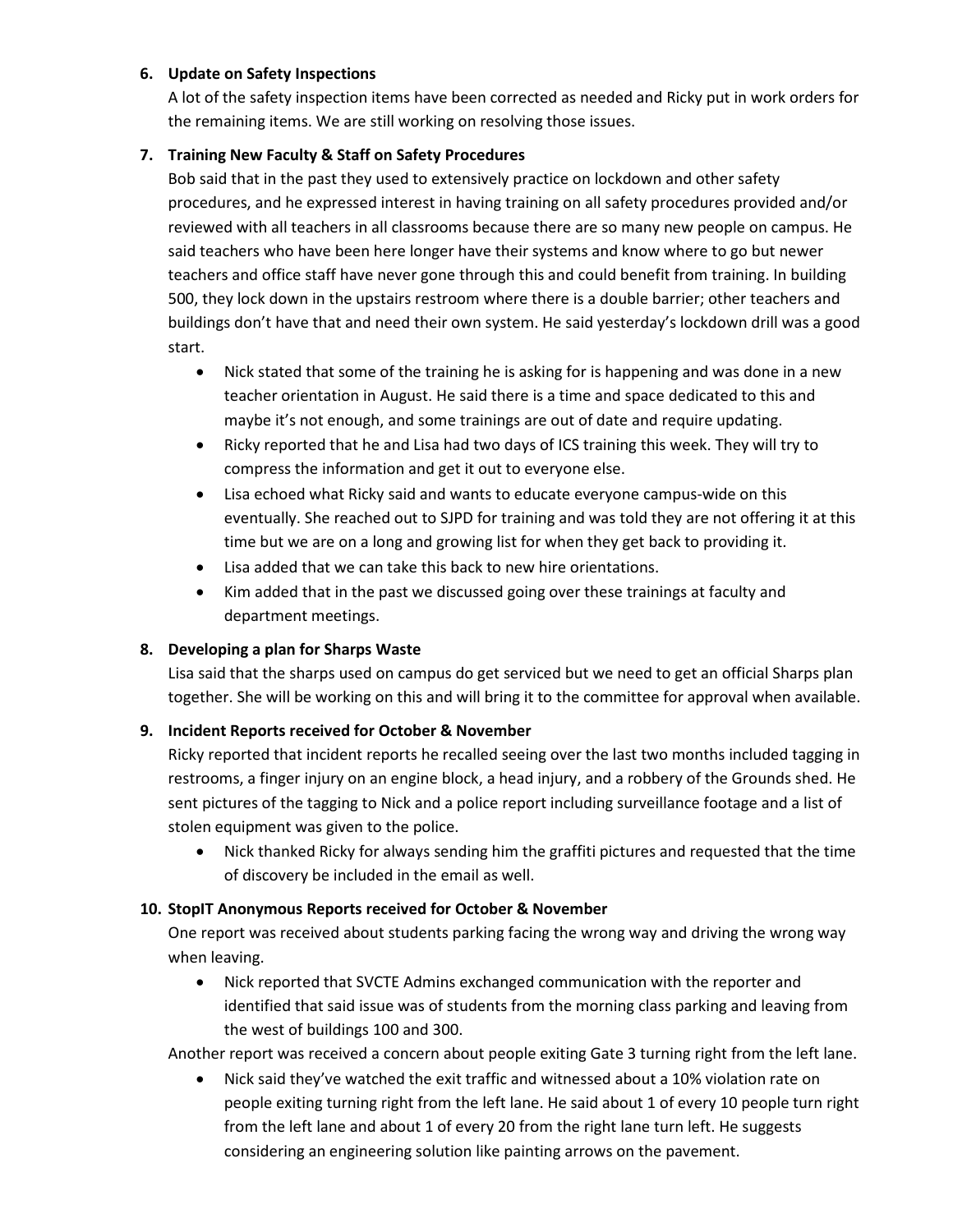**6. Update on Safety Inspections**

A lot of the safety inspection items have been corrected as needed and Ricky put in work orders for the remaining items. We are still working on resolving those issues.

**7. Training New Faculty & Staff on Safety Procedures**

Bob said that in the past they used to extensively practice on lockdown and other safety procedures, and he expressed interest in having training on all safety procedures provided and/or reviewed with all teachers in all classrooms because there are so many new people on campus. He said teachers who have been here longer have their systems and know where to go but newer teachers and office staff have never gone through this and could benefit from training. In building 500, they lock down in the upstairs restroom where there is a double barrier; other teachers and buildings don't have that and need their own system. He said yesterday's lockdown drill was a good start.

- Nick stated that some of the training he is asking for is happening and was done in a new teacher orientation in August. He said there is a time and space dedicated to this and maybe it's not enough, and some trainings are out of date and require updating.
- Ricky reported that he and Lisa had two days of ICS training this week. They will try to compress the information and get it out to everyone else.
- Lisa echoed what Ricky said and wants to educate everyone campus-wide on this eventually. She reached out to SJPD for training and was told they are not offering it at this time but we are on a long and growing list for when they get back to providing it.
- Lisa added that we can take this back to new hire orientations.
- Kim added that in the past we discussed going over these trainings at faculty and department meetings.

**8. Developing a plan for Sharps Waste**

Lisa said that the sharps used on campus do get serviced but we need to get an official Sharps plan together. She will be working on this and will bring it to the committee for approval when available.

**9. Incident Reports received for October & November**

Ricky reported that incident reports he recalled seeing over the last two months included tagging in restrooms, a finger injury on an engine block, a head injury, and a robbery of the Grounds shed. He sent pictures of the tagging to Nick and a police report including surveillance footage and a list of stolen equipment was given to the police.

- Nick thanked Ricky for always sending him the graffiti pictures and requested that the time of discovery be included in the email as well.

**10. StopIT Anonymous Reports received for October & November**

One report was received about students parking facing the wrong way and driving the wrong way when leaving.

- Nick reported that SVCTE Admins exchanged communication with the reporter and identified that said issue was of students from the morning class parking and leaving from the west of buildings 100 and 300.

Another report was received a concern about people exiting Gate 3 turning right from the left lane.

- Nick said they've watched the exit traffic and witnessed about a 10% violation rate on people exiting turning right from the left lane. He said about 1 of every 10 people turn right from the left lane and about 1 of every 20 from the right lane turn left. He suggests considering an engineering solution like painting arrows on the pavement.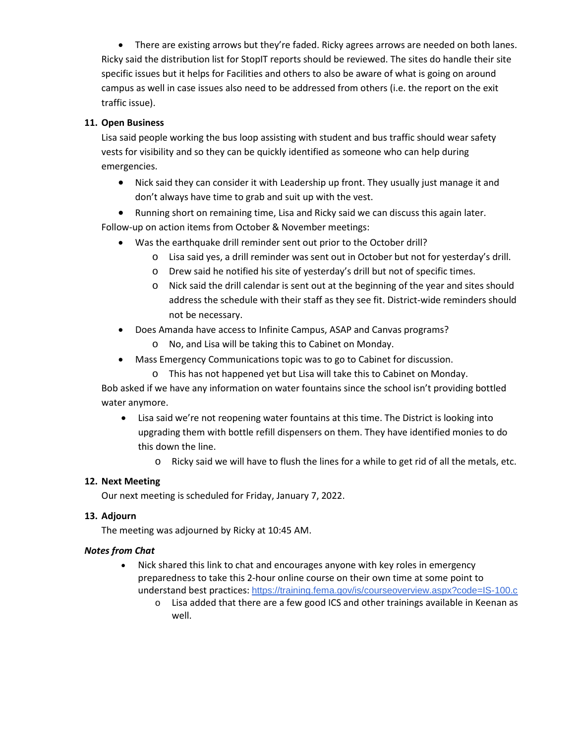- There are existing arrows but they're faded. Ricky agrees arrows are needed on both lanes.

Ricky said the distribution list for StopIT reports should be reviewed. The sites do handle their site specific issues but it helps for Facilities and others to also be aware of what is going on around campus as well in case issues also need to be addressed from others (i.e. the report on the exit traffic issue).

**11. Open Business**

Lisa said people working the bus loop assisting with student and bus traffic should wear safety vests for visibility and so they can be quickly identified as someone who can help during emergencies.

- Nick said they can consider it with Leadership up front. They usually just manage it and don't always have time to grab and suit up with the vest.
- Running short on remaining time, Lisa and Ricky said we can discuss this again later.

Follow-up on action items from October & November meetings:

- Was the earthquake drill reminder sent out prior to the October drill?
  - Lisa said yes, a drill reminder was sent out in October but not for yesterday's drill.
  - Drew said he notified his site of yesterday's drill but not of specific times.
  - Nick said the drill calendar is sent out at the beginning of the year and sites should address the schedule with their staff as they see fit. District-wide reminders should not be necessary.
- Does Amanda have access to Infinite Campus, ASAP and Canvas programs?
  - No, and Lisa will be taking this to Cabinet on Monday.
- Mass Emergency Communications topic was to go to Cabinet for discussion.
  - This has not happened yet but Lisa will take this to Cabinet on Monday.

Bob asked if we have any information on water fountains since the school isn't providing bottled water anymore.

- Lisa said we're not reopening water fountains at this time. The District is looking into upgrading them with bottle refill dispensers on them. They have identified monies to do this down the line.
  - Ricky said we will have to flush the lines for a while to get rid of all the metals, etc.

**12. Next Meeting**

Our next meeting is scheduled for Friday, January 7, 2022.

**13. Adjourn**

The meeting was adjourned by Ricky at 10:45 AM.

***Notes from Chat***

- Nick shared this link to chat and encourages anyone with key roles in emergency preparedness to take this 2-hour online course on their own time at some point to understand best practices: https://training.fema.gov/is/courseoverview.aspx?code=IS-100.c
  - Lisa added that there are a few good ICS and other trainings available in Keenan as well.